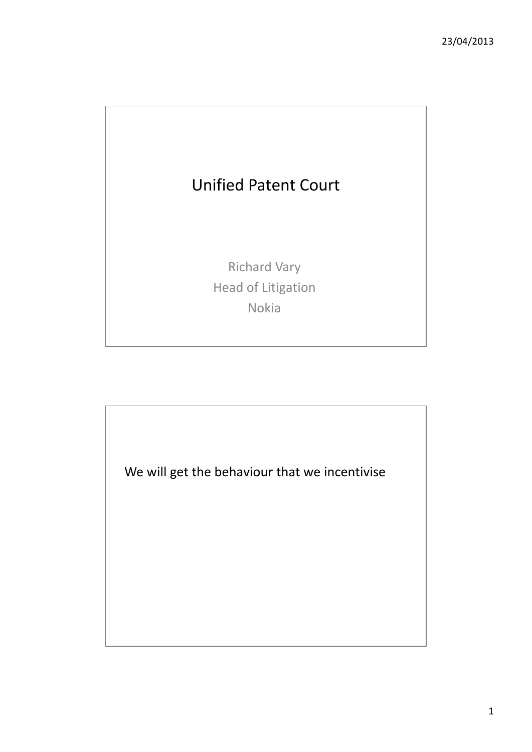# Unified Patent Court

Richard Vary
Head of Litigation
Nokia

---

We will get the behaviour that we incentivise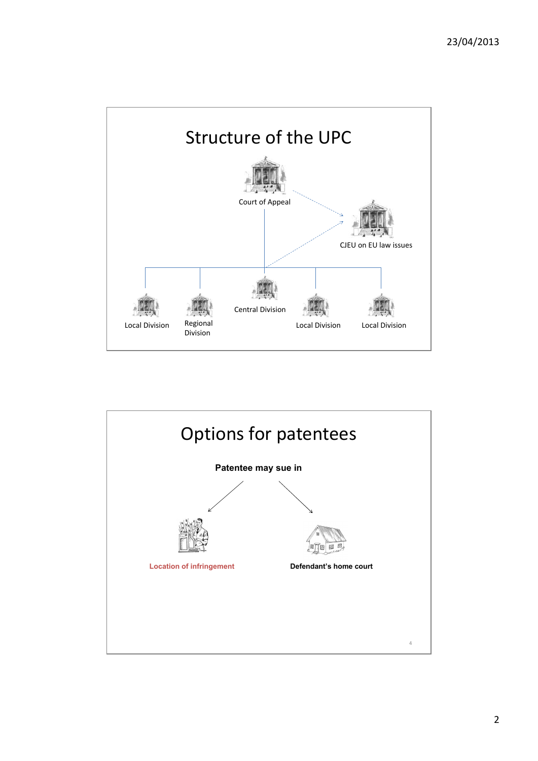# Structure of the UPC

Court of Appeal

CJEU on EU law issues

Local Division

Regional Division

Central Division

Local Division

Local Division

# Options for patentees

**Patentee may sue in**

**Location of infringement**

**Defendant's home court**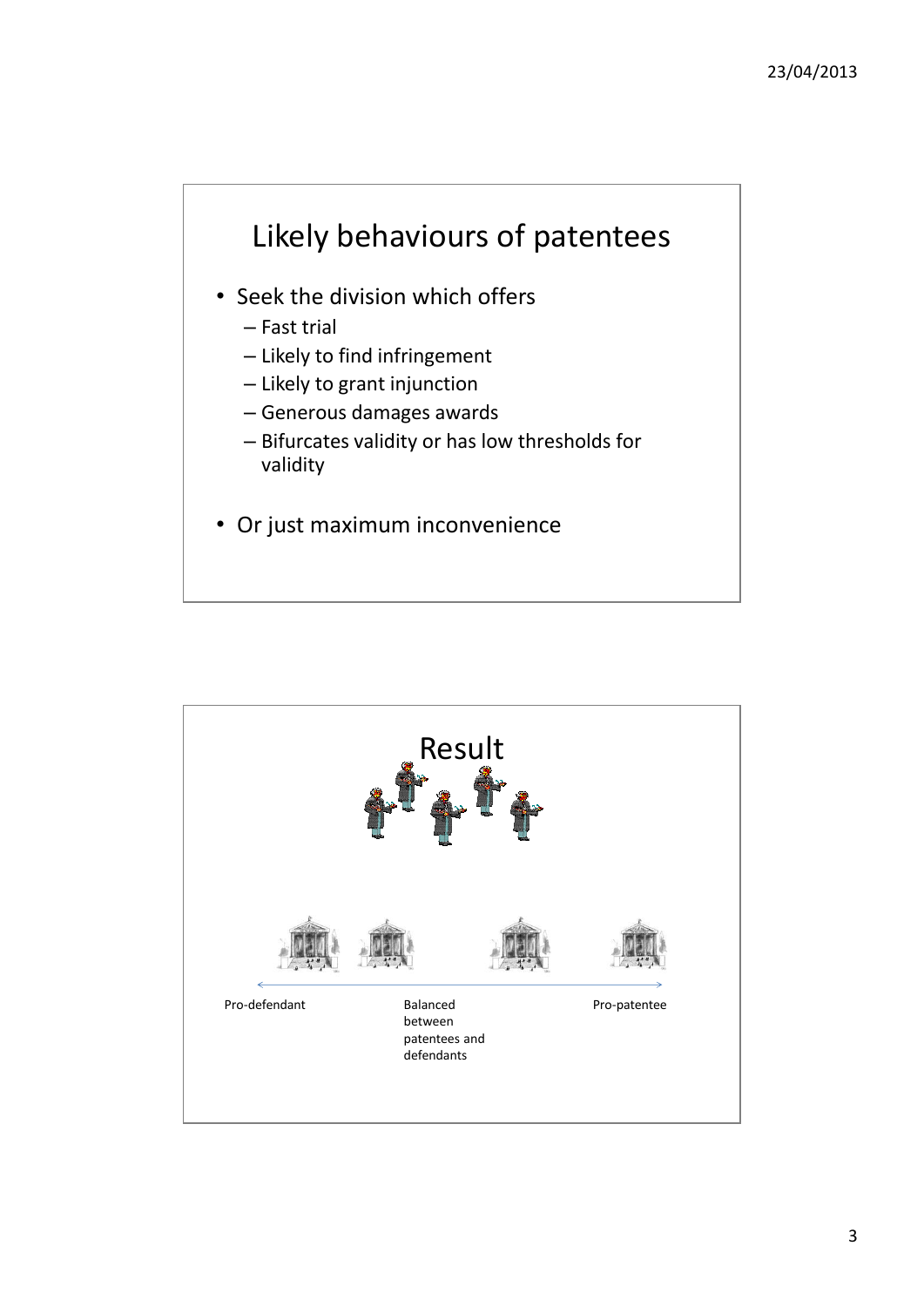## Likely behaviours of patentees

- Seek the division which offers
  - Fast trial
  - Likely to find infringement
  - Likely to grant injunction
  - Generous damages awards
  - Bifurcates validity or has low thresholds for validity
- Or just maximum inconvenience

## Result

Pro-defendant

Balanced between patentees and defendants

Pro-patentee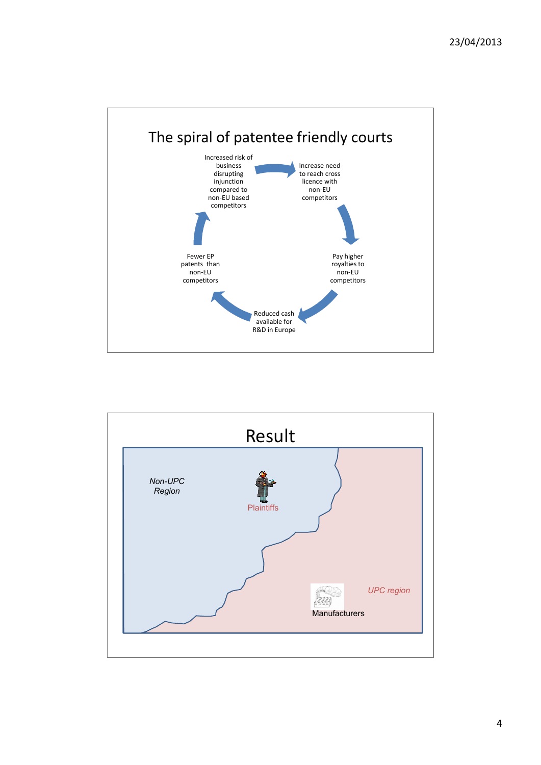## The spiral of patentee friendly courts

- Increased risk of business disrupting injunction compared to non-EU based competitors
- Increase need to reach cross licence with non-EU competitors
- Pay higher royalties to non-EU competitors
- Reduced cash available for R&D in Europe
- Fewer EP patents than non-EU competitors

## Result

*Non-UPC Region*

Plaintiffs

*UPC region*

Manufacturers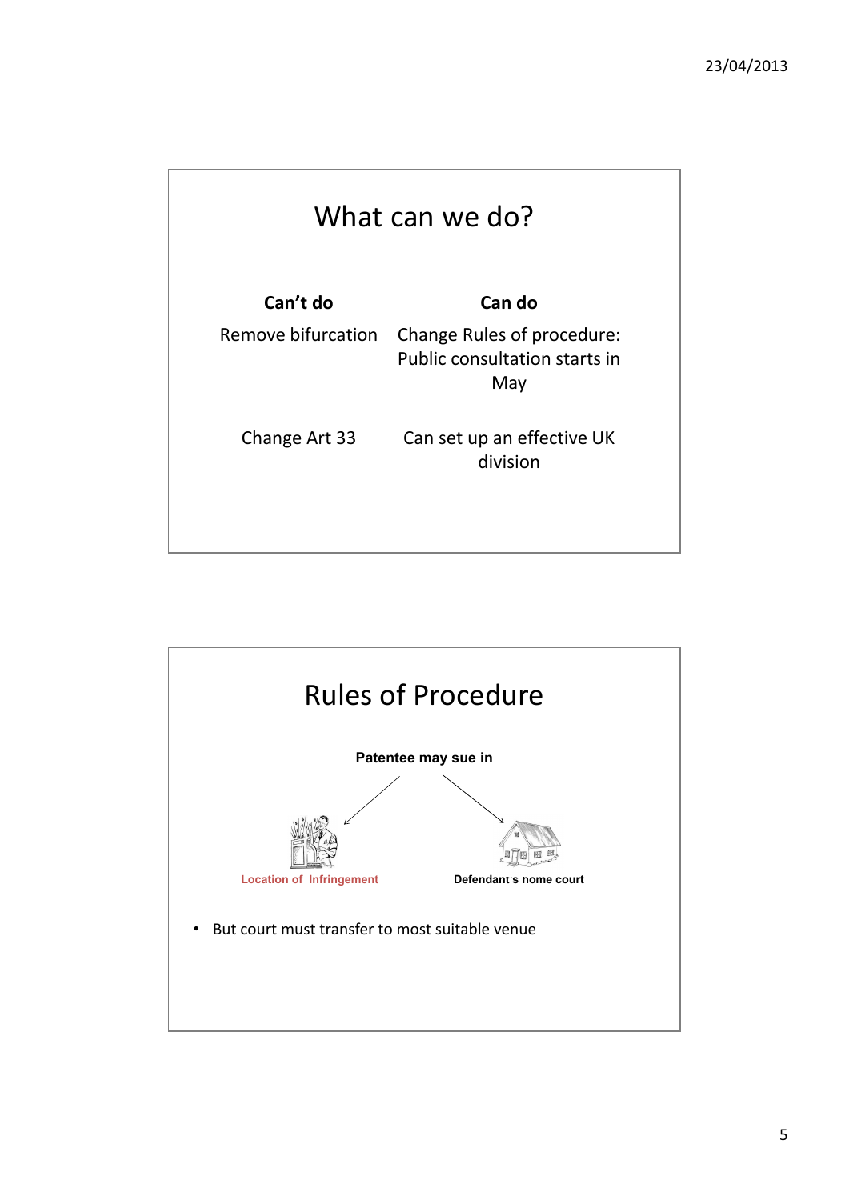## What can we do?

| Can't do | Can do |
| --- | --- |
| Remove bifurcation | Change Rules of procedure: Public consultation starts in May |
| Change Art 33 | Can set up an effective UK division |

## Rules of Procedure

**Patentee may sue in**

Location of Infringement

**Defendant's nome court**

- But court must transfer to most suitable venue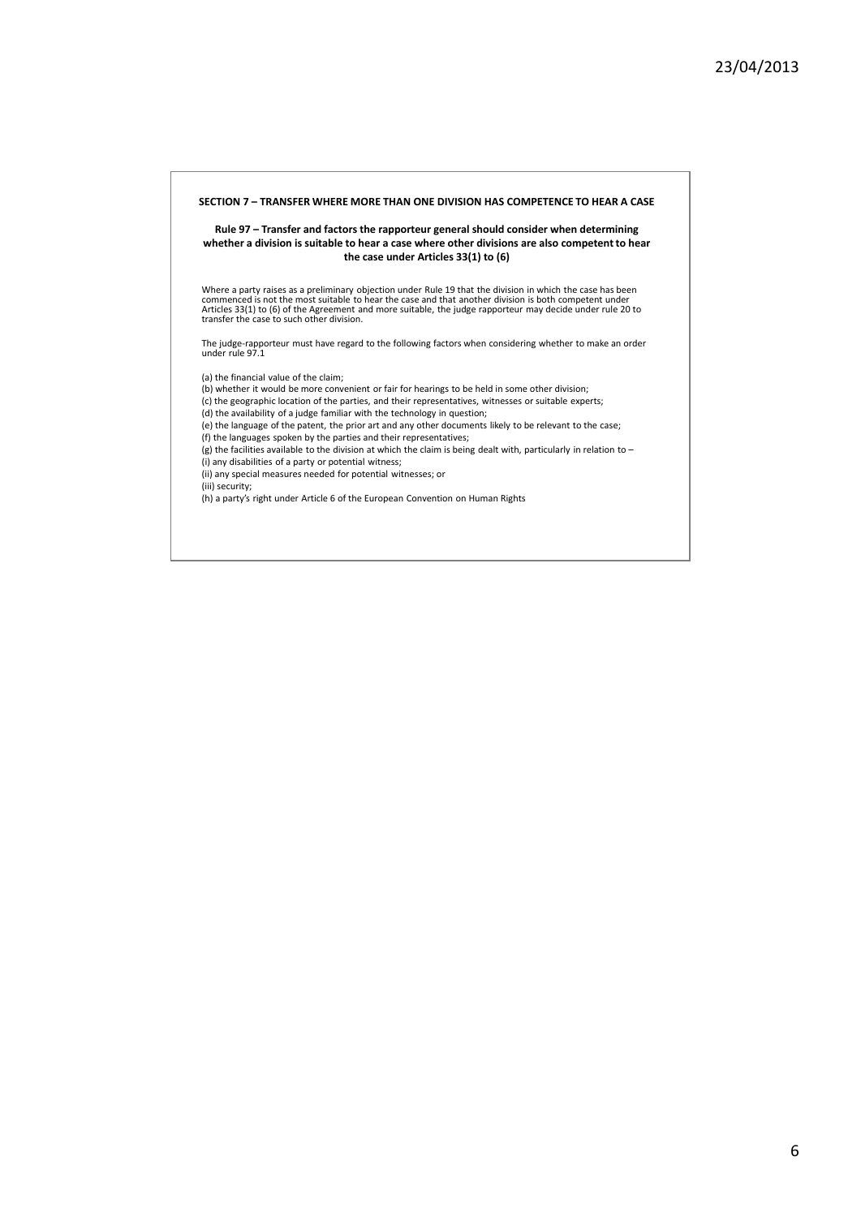**SECTION 7 – TRANSFER WHERE MORE THAN ONE DIVISION HAS COMPETENCE TO HEAR A CASE**

**Rule 97 – Transfer and factors the rapporteur general should consider when determining whether a division is suitable to hear a case where other divisions are also competent to hear the case under Articles 33(1) to (6)**

Where a party raises as a preliminary objection under Rule 19 that the division in which the case has been commenced is not the most suitable to hear the case and that another division is both competent under Articles 33(1) to (6) of the Agreement and more suitable, the judge rapporteur may decide under rule 20 to transfer the case to such other division.

The judge-rapporteur must have regard to the following factors when considering whether to make an order under rule 97.1

(a) the financial value of the claim;
(b) whether it would be more convenient or fair for hearings to be held in some other division;
(c) the geographic location of the parties, and their representatives, witnesses or suitable experts;
(d) the availability of a judge familiar with the technology in question;
(e) the language of the patent, the prior art and any other documents likely to be relevant to the case;
(f) the languages spoken by the parties and their representatives;
(g) the facilities available to the division at which the claim is being dealt with, particularly in relation to –
(i) any disabilities of a party or potential witness;
(ii) any special measures needed for potential witnesses; or
(iii) security;
(h) a party's right under Article 6 of the European Convention on Human Rights